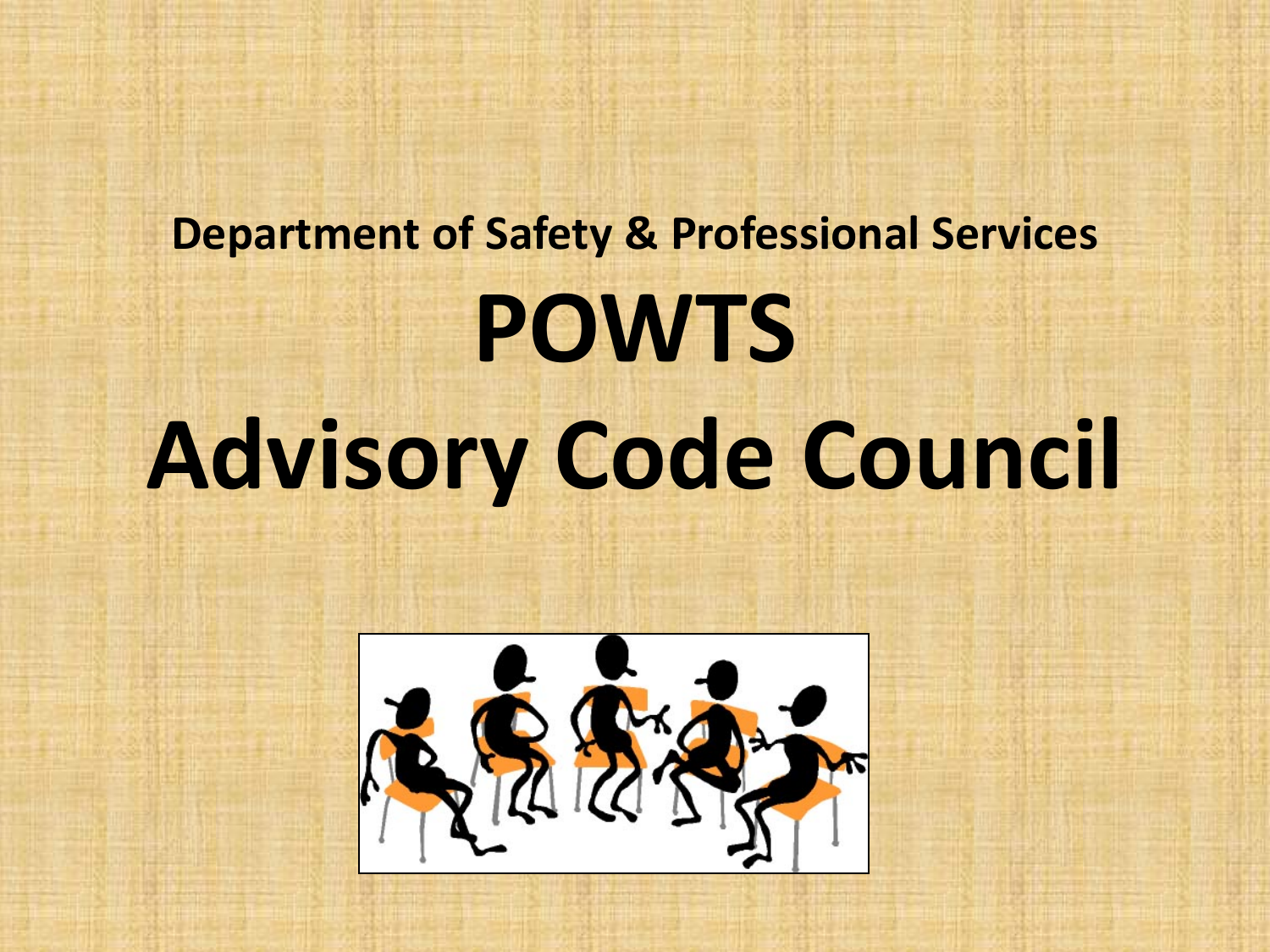**Department of Safety & Professional Services**

# POWTS

# Advisory Code Council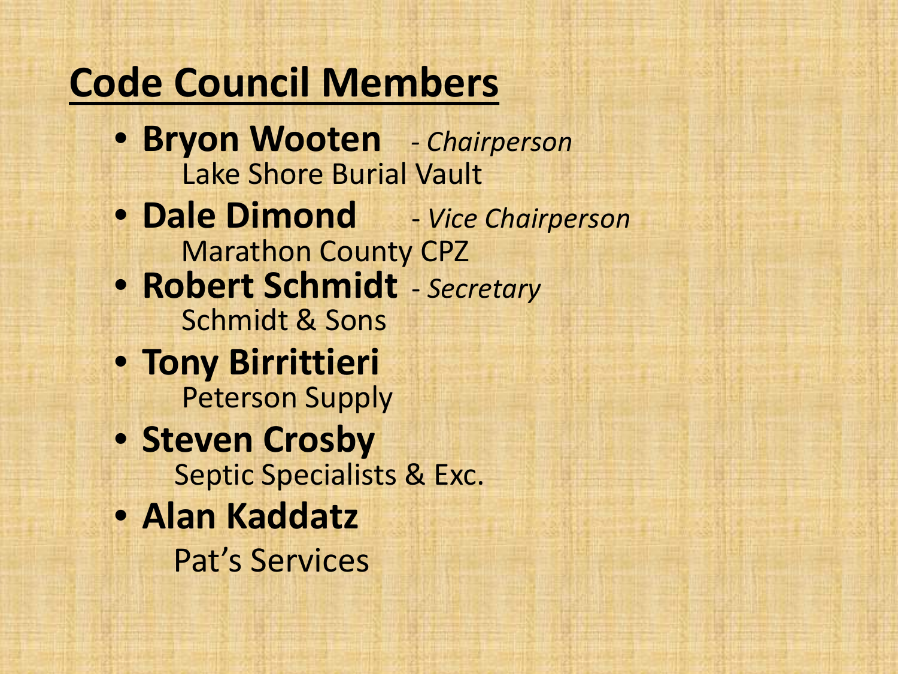# Code Council Members

- **Bryon Wooten** - *Chairperson*
  Lake Shore Burial Vault
- **Dale Dimond** - *Vice Chairperson*
  Marathon County CPZ
- **Robert Schmidt** - *Secretary*
  Schmidt & Sons
- **Tony Birrittieri**
  Peterson Supply
- **Steven Crosby**
  Septic Specialists & Exc.
- **Alan Kaddatz**
  Pat's Services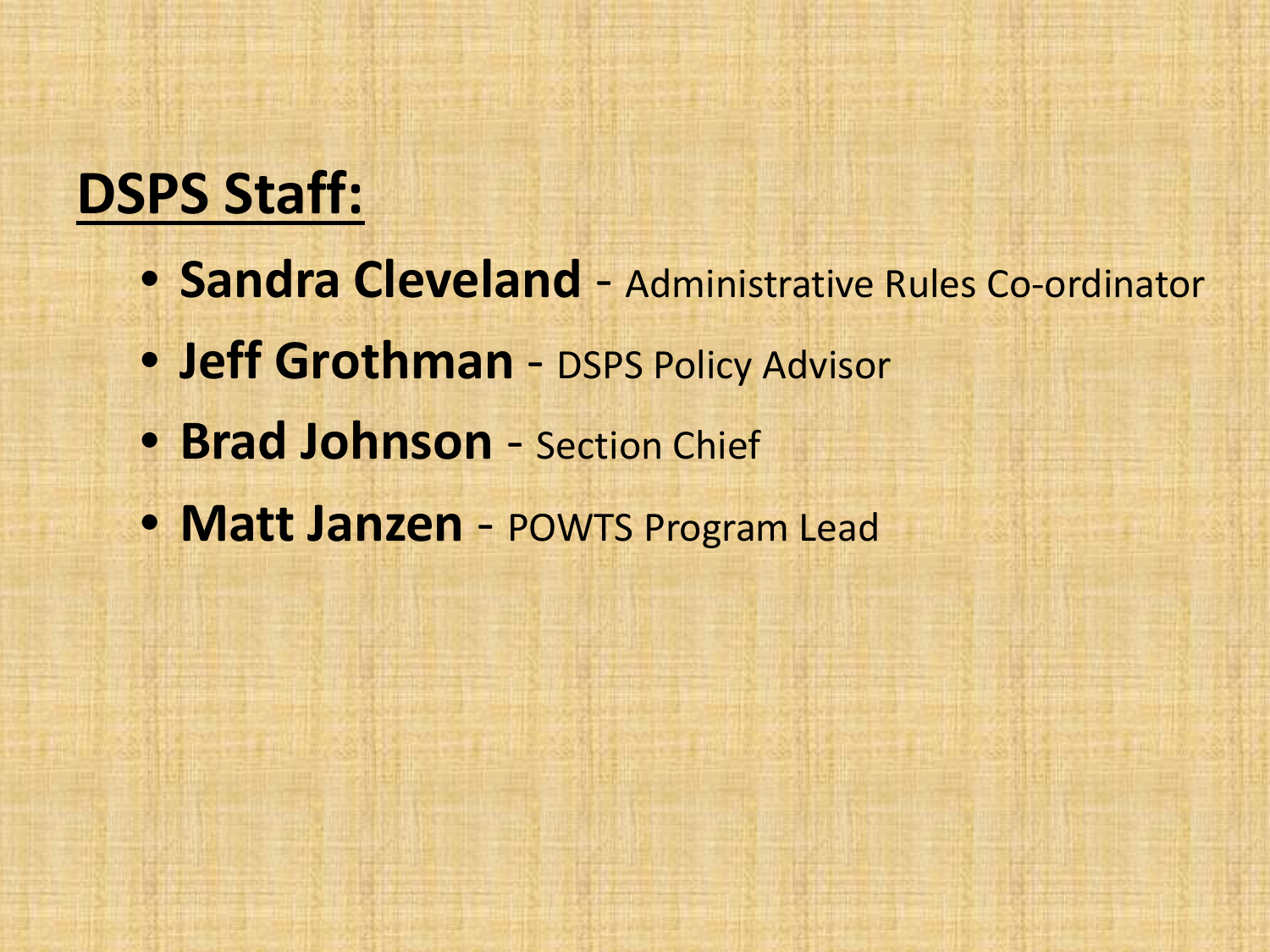## DSPS Staff:

- **Sandra Cleveland** - Administrative Rules Co-ordinator
- **Jeff Grothman** - DSPS Policy Advisor
- **Brad Johnson** - Section Chief
- **Matt Janzen** - POWTS Program Lead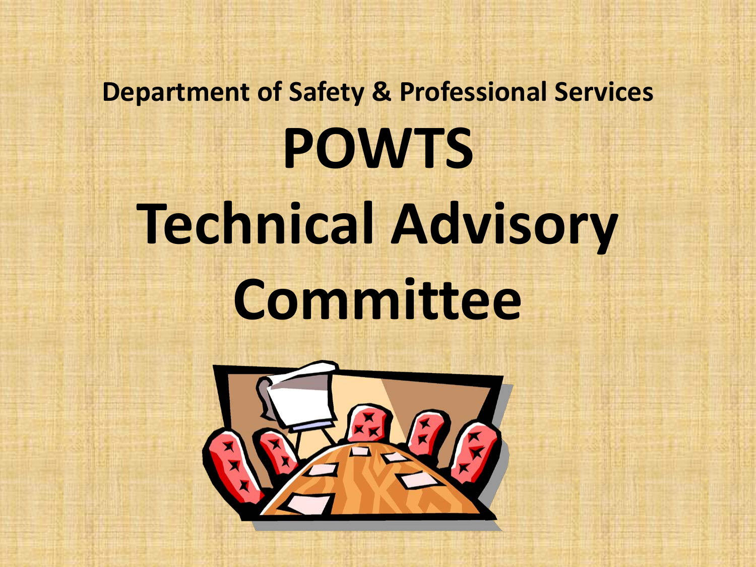Department of Safety & Professional Services

# POWTS Technical Advisory Committee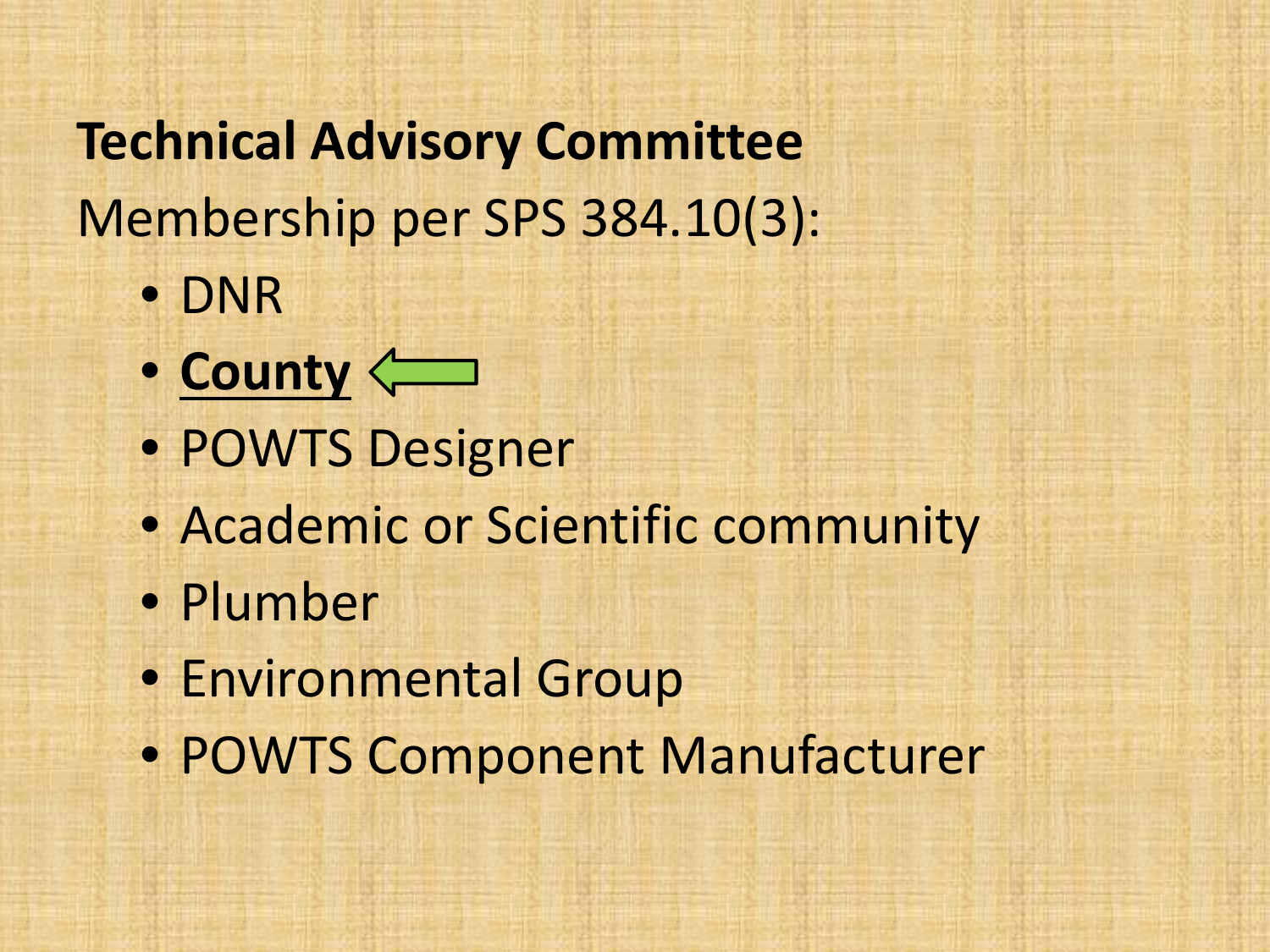**Technical Advisory Committee**

Membership per SPS 384.10(3):

- DNR
- **<u>County</u>**
- POWTS Designer
- Academic or Scientific community
- Plumber
- Environmental Group
- POWTS Component Manufacturer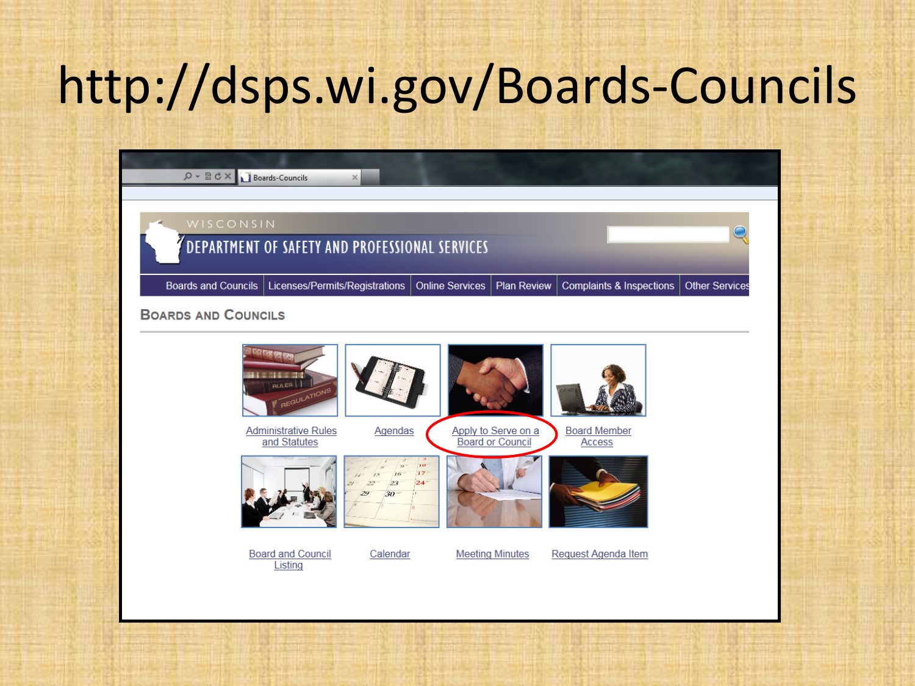# http://dsps.wi.gov/Boards-Councils

Boards-Councils

WISCONSIN

DEPARTMENT OF SAFETY AND PROFESSIONAL SERVICES

Boards and Councils | Licenses/Permits/Registrations | Online Services | Plan Review | Complaints & Inspections | Other Services

## Boards and Councils

- Administrative Rules and Statutes
- Agendas
- Apply to Serve on a Board or Council
- Board Member Access
- Board and Council Listing
- Calendar
- Meeting Minutes
- Request Agenda Item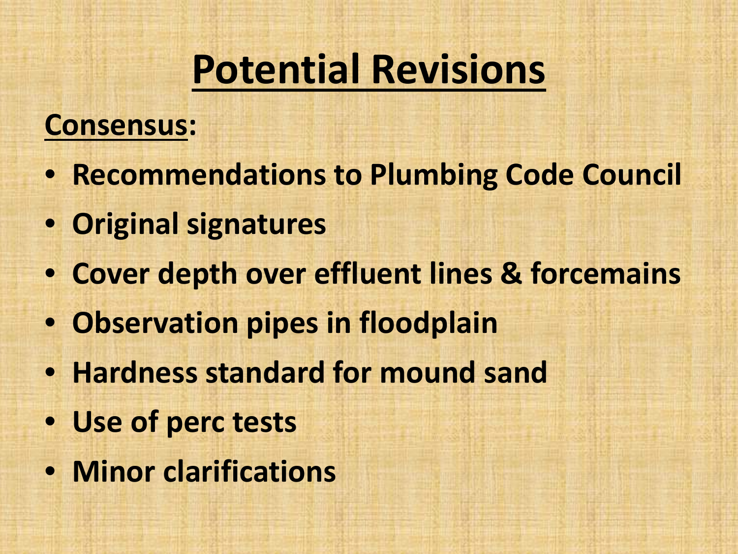# Potential Revisions

**Consensus:**

- **Recommendations to Plumbing Code Council**
- **Original signatures**
- **Cover depth over effluent lines & forcemains**
- **Observation pipes in floodplain**
- **Hardness standard for mound sand**
- **Use of perc tests**
- **Minor clarifications**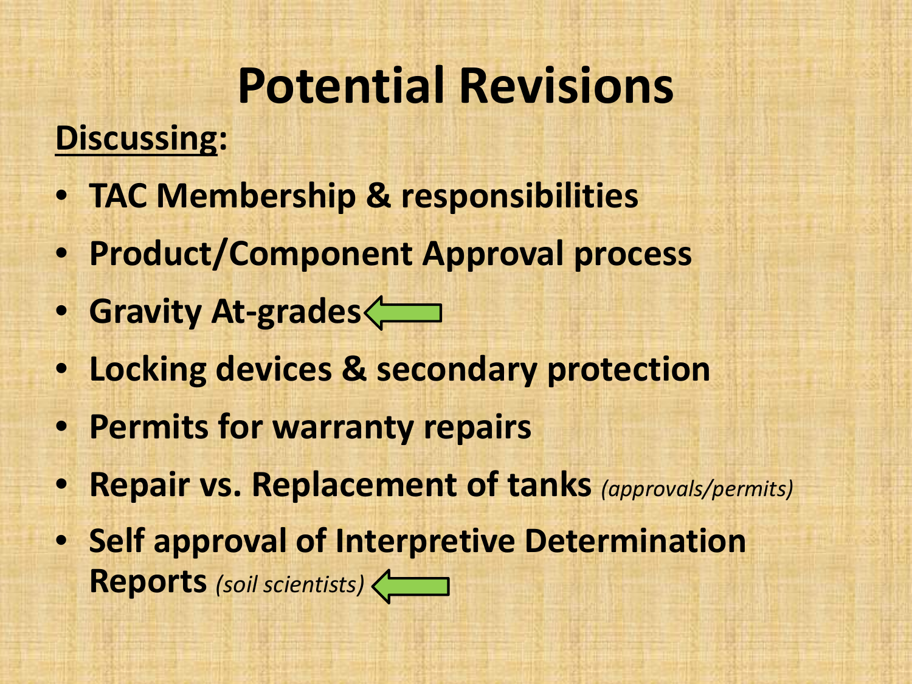# Potential Revisions

**<u>Discussing</u>:**

- **TAC Membership & responsibilities**
- **Product/Component Approval process**
- **Gravity At-grades** ⇦
- **Locking devices & secondary protection**
- **Permits for warranty repairs**
- **Repair vs. Replacement of tanks** *(approvals/permits)*
- **Self approval of Interpretive Determination Reports** *(soil scientists)* ⇦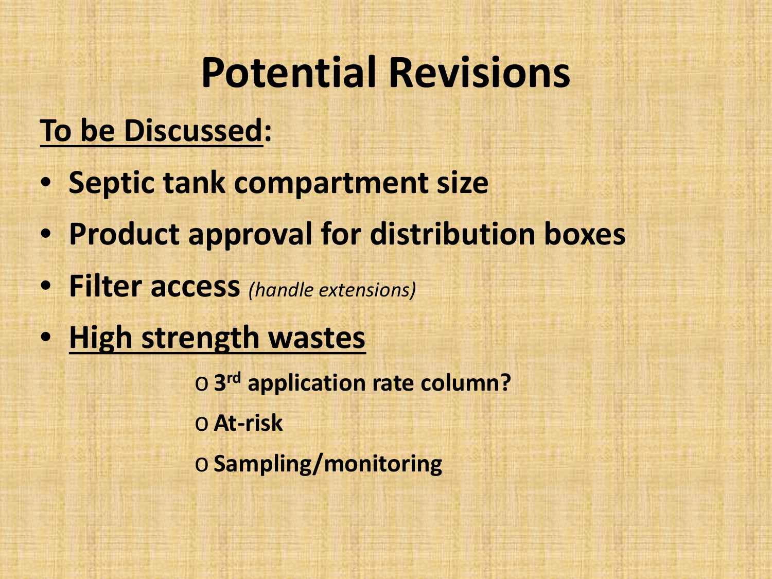# Potential Revisions

**To be Discussed:**

- **Septic tank compartment size**
- **Product approval for distribution boxes**
- **Filter access** *(handle extensions)*
- **High strength wastes**
  - **3rd application rate column?**
  - **At-risk**
  - **Sampling/monitoring**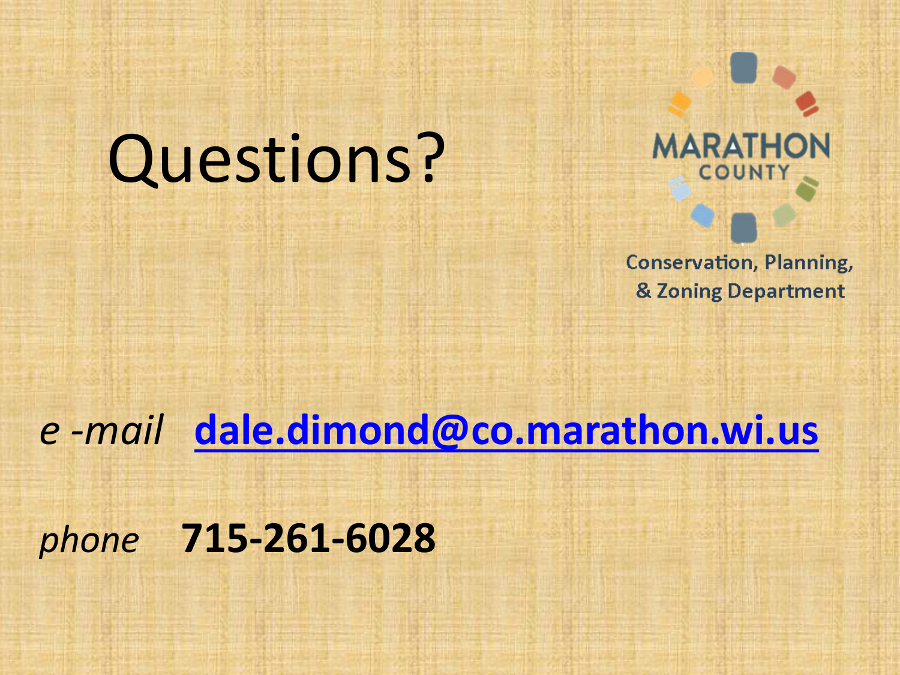# Questions?

MARATHON COUNTY

Conservation, Planning, & Zoning Department

*e -mail* **dale.dimond@co.marathon.wi.us**

*phone* **715-261-6028**